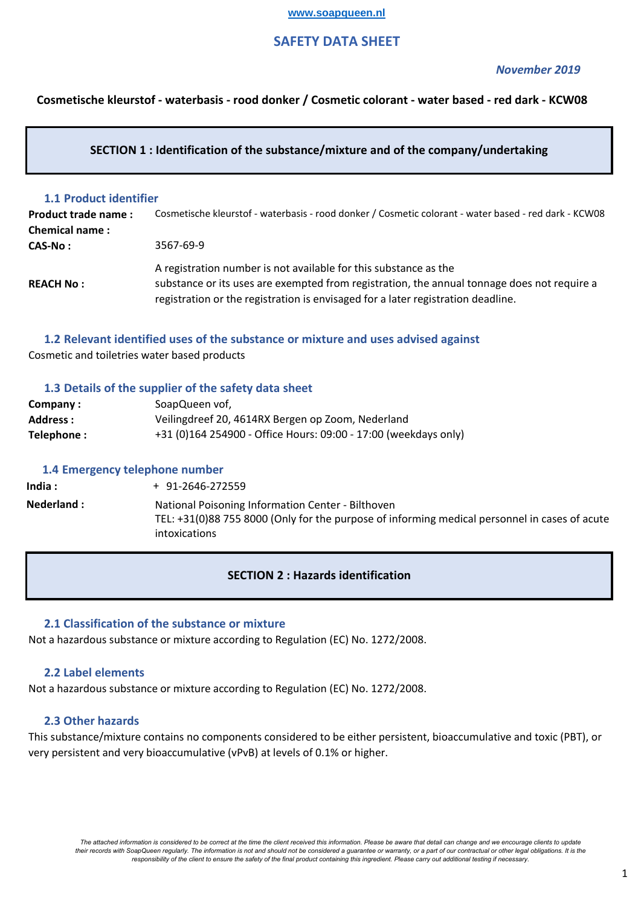www.soapqueen.nl

# SAFETY DATA SHEET

*November 2019*

**Cosmetische kleurstof - waterbasis - rood donker / Cosmetic colorant - water based - red dark - KCW08**

## SECTION 1 : Identification of the substance/mixture and of the company/undertaking

### 1.1 Product identifier

| | |
|---|---|
| **Product trade name :** | Cosmetische kleurstof - waterbasis - rood donker / Cosmetic colorant - water based - red dark - KCW08 |
| **Chemical name :** | |
| **CAS-No :** | 3567-69-9 |
| **REACH No :** | A registration number is not available for this substance as the substance or its uses are exempted from registration, the annual tonnage does not require a registration or the registration is envisaged for a later registration deadline. |

### 1.2 Relevant identified uses of the substance or mixture and uses advised against

Cosmetic and toiletries water based products

### 1.3 Details of the supplier of the safety data sheet

| | |
|---|---|
| **Company :** | SoapQueen vof, |
| **Address :** | Veilingdreef 20, 4614RX Bergen op Zoom, Nederland |
| **Telephone :** | +31 (0)164 254900 - Office Hours: 09:00 - 17:00 (weekdays only) |

### 1.4 Emergency telephone number

| | |
|---|---|
| **India :** | + 91-2646-272559 |
| **Nederland :** | National Poisoning Information Center - Bilthoven<br>TEL: +31(0)88 755 8000 (Only for the purpose of informing medical personnel in cases of acute intoxications |

## SECTION 2 : Hazards identification

### 2.1 Classification of the substance or mixture

Not a hazardous substance or mixture according to Regulation (EC) No. 1272/2008.

### 2.2 Label elements

Not a hazardous substance or mixture according to Regulation (EC) No. 1272/2008.

### 2.3 Other hazards

This substance/mixture contains no components considered to be either persistent, bioaccumulative and toxic (PBT), or very persistent and very bioaccumulative (vPvB) at levels of 0.1% or higher.

*The attached information is considered to be correct at the time the client received this information. Please be aware that detail can change and we encourage clients to update their records with SoapQueen regularly. The information is not and should not be considered a guarantee or warranty, or a part of our contractual or other legal obligations. It is the responsibility of the client to ensure the safety of the final product containing this ingredient. Please carry out additional testing if necessary.*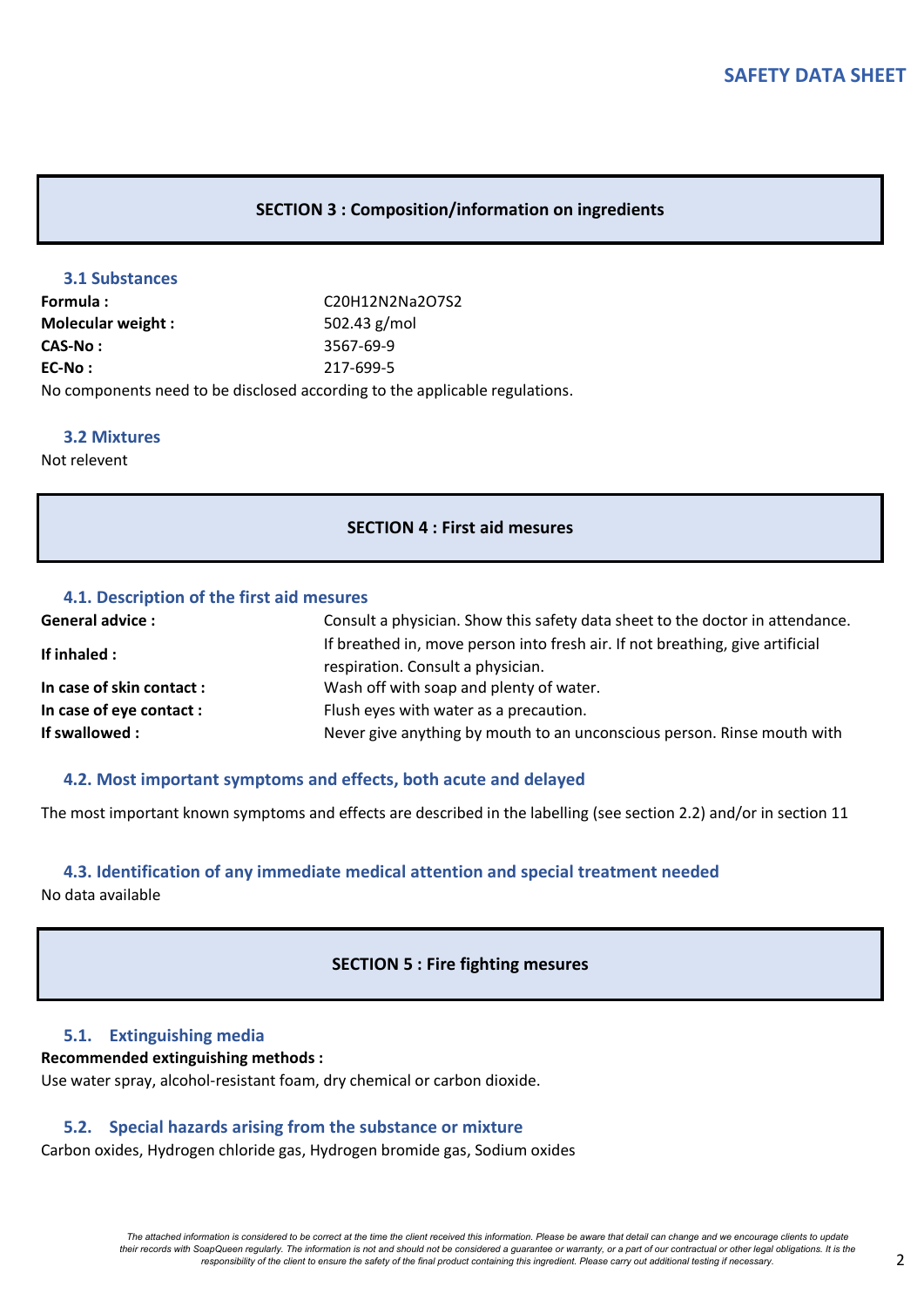## SECTION 3 : Composition/information on ingredients

### 3.1 Substances

| | |
|---|---|
| **Formula :** | $C_{20}H_{12}N_2Na_2O_7S_2$ |
| **Molecular weight :** | 502.43 g/mol |
| **CAS-No :** | 3567-69-9 |
| **EC-No :** | 217-699-5 |

No components need to be disclosed according to the applicable regulations.

### 3.2 Mixtures

Not relevent

## SECTION 4 : First aid mesures

### 4.1. Description of the first aid mesures

| | |
|---|---|
| **General advice :** | Consult a physician. Show this safety data sheet to the doctor in attendance. |
| **If inhaled :** | If breathed in, move person into fresh air. If not breathing, give artificial respiration. Consult a physician. |
| **In case of skin contact :** | Wash off with soap and plenty of water. |
| **In case of eye contact :** | Flush eyes with water as a precaution. |
| **If swallowed :** | Never give anything by mouth to an unconscious person. Rinse mouth with |

### 4.2. Most important symptoms and effects, both acute and delayed

The most important known symptoms and effects are described in the labelling (see section 2.2) and/or in section 11

### 4.3. Identification of any immediate medical attention and special treatment needed

No data available

## SECTION 5 : Fire fighting mesures

### 5.1. Extinguishing media

**Recommended extinguishing methods :**

Use water spray, alcohol-resistant foam, dry chemical or carbon dioxide.

### 5.2. Special hazards arising from the substance or mixture

Carbon oxides, Hydrogen chloride gas, Hydrogen bromide gas, Sodium oxides

*The attached information is considered to be correct at the time the client received this information. Please be aware that detail can change and we encourage clients to update their records with SoapQueen regularly. The information is not and should not be considered a guarantee or warranty, or a part of our contractual or other legal obligations. It is the responsibility of the client to ensure the safety of the final product containing this ingredient. Please carry out additional testing if necessary.*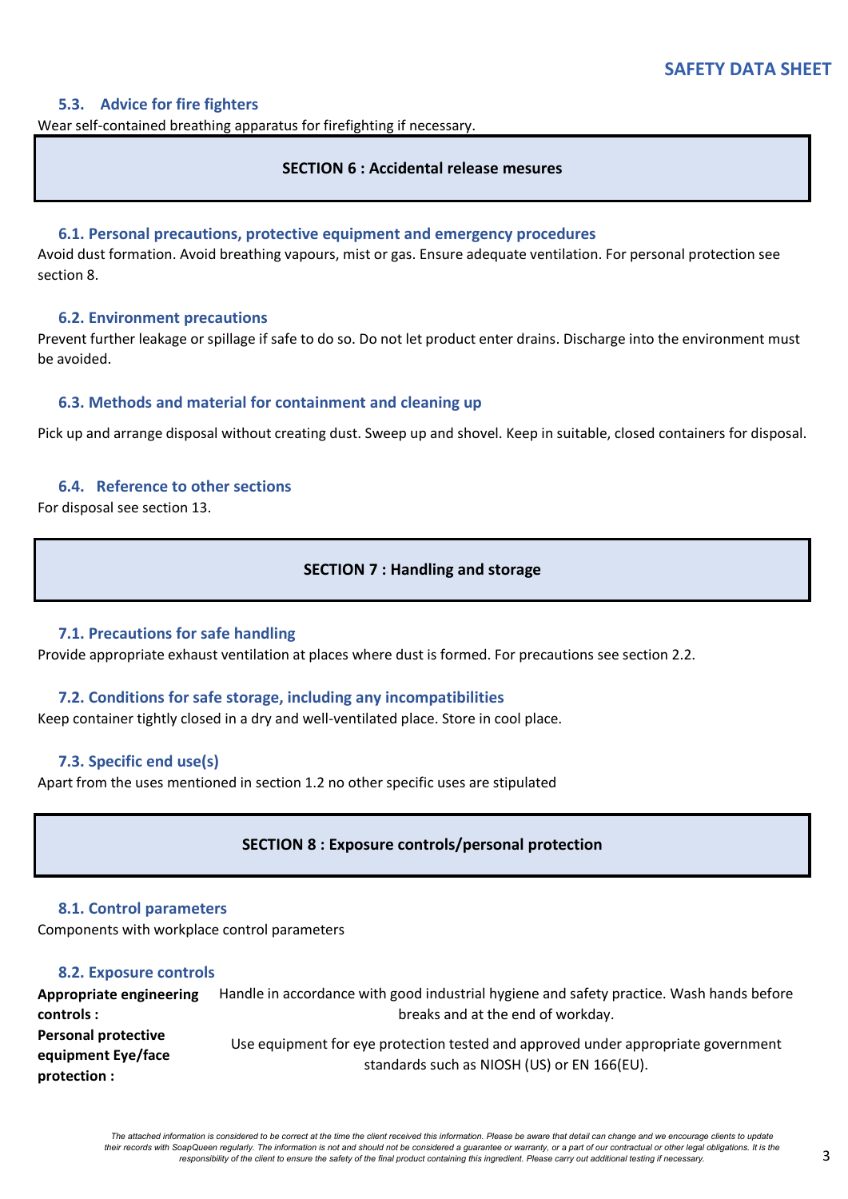### 5.3. Advice for fire fighters

Wear self-contained breathing apparatus for firefighting if necessary.

## SECTION 6 : Accidental release mesures

### 6.1. Personal precautions, protective equipment and emergency procedures

Avoid dust formation. Avoid breathing vapours, mist or gas. Ensure adequate ventilation. For personal protection see section 8.

### 6.2. Environment precautions

Prevent further leakage or spillage if safe to do so. Do not let product enter drains. Discharge into the environment must be avoided.

### 6.3. Methods and material for containment and cleaning up

Pick up and arrange disposal without creating dust. Sweep up and shovel. Keep in suitable, closed containers for disposal.

### 6.4. Reference to other sections

For disposal see section 13.

## SECTION 7 : Handling and storage

### 7.1. Precautions for safe handling

Provide appropriate exhaust ventilation at places where dust is formed. For precautions see section 2.2.

### 7.2. Conditions for safe storage, including any incompatibilities

Keep container tightly closed in a dry and well-ventilated place. Store in cool place.

### 7.3. Specific end use(s)

Apart from the uses mentioned in section 1.2 no other specific uses are stipulated

## SECTION 8 : Exposure controls/personal protection

### 8.1. Control parameters

Components with workplace control parameters

### 8.2. Exposure controls

| | |
|---|---|
| **Appropriate engineering controls :** | Handle in accordance with good industrial hygiene and safety practice. Wash hands before breaks and at the end of workday. |
| **Personal protective equipment Eye/face protection :** | Use equipment for eye protection tested and approved under appropriate government standards such as NIOSH (US) or EN 166(EU). |

*The attached information is considered to be correct at the time the client received this information. Please be aware that detail can change and we encourage clients to update their records with SoapQueen regularly. The information is not and should not be considered a guarantee or warranty, or a part of our contractual or other legal obligations. It is the responsibility of the client to ensure the safety of the final product containing this ingredient. Please carry out additional testing if necessary.*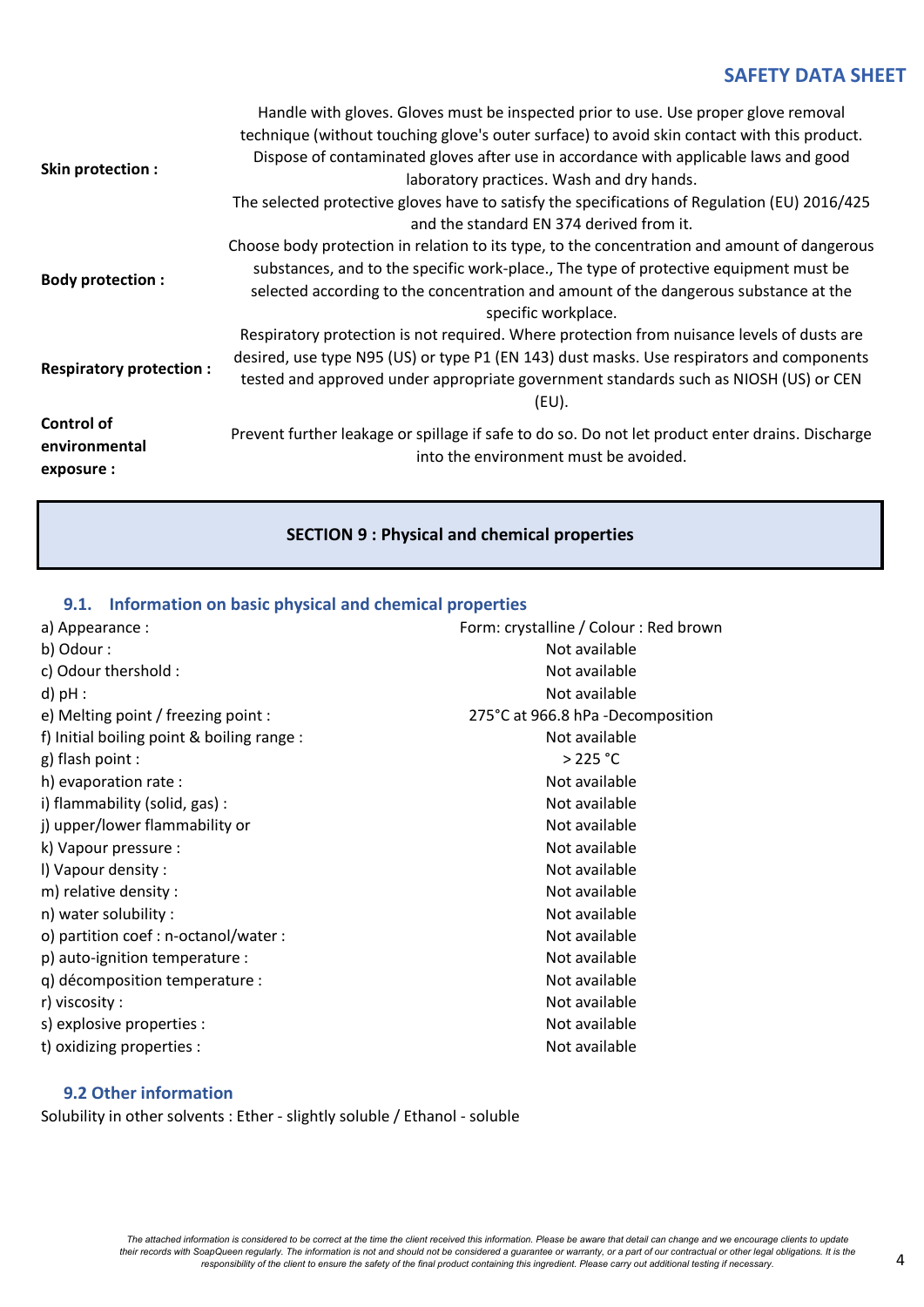| | |
|---|---|
| **Skin protection :** | Handle with gloves. Gloves must be inspected prior to use. Use proper glove removal technique (without touching glove's outer surface) to avoid skin contact with this product. Dispose of contaminated gloves after use in accordance with applicable laws and good laboratory practices. Wash and dry hands. The selected protective gloves have to satisfy the specifications of Regulation (EU) 2016/425 and the standard EN 374 derived from it. |
| **Body protection :** | Choose body protection in relation to its type, to the concentration and amount of dangerous substances, and to the specific work-place., The type of protective equipment must be selected according to the concentration and amount of the dangerous substance at the specific workplace. |
| **Respiratory protection :** | Respiratory protection is not required. Where protection from nuisance levels of dusts are desired, use type N95 (US) or type P1 (EN 143) dust masks. Use respirators and components tested and approved under appropriate government standards such as NIOSH (US) or CEN (EU). |
| **Control of environmental exposure :** | Prevent further leakage or spillage if safe to do so. Do not let product enter drains. Discharge into the environment must be avoided. |

## SECTION 9 : Physical and chemical properties

### 9.1. Information on basic physical and chemical properties

| | |
|---|---|
| a) Appearance : | Form: crystalline / Colour : Red brown |
| b) Odour : | Not available |
| c) Odour thershold : | Not available |
| d) pH : | Not available |
| e) Melting point / freezing point : | 275°C at 966.8 hPa -Decomposition |
| f) Initial boiling point & boiling range : | Not available |
| g) flash point : | > 225 °C |
| h) evaporation rate : | Not available |
| i) flammability (solid, gas) : | Not available |
| j) upper/lower flammability or | Not available |
| k) Vapour pressure : | Not available |
| l) Vapour density : | Not available |
| m) relative density : | Not available |
| n) water solubility : | Not available |
| o) partition coef : n-octanol/water : | Not available |
| p) auto-ignition temperature : | Not available |
| q) décomposition temperature : | Not available |
| r) viscosity : | Not available |
| s) explosive properties : | Not available |
| t) oxidizing properties : | Not available |

### 9.2 Other information

Solubility in other solvents : Ether - slightly soluble / Ethanol - soluble

*The attached information is considered to be correct at the time the client received this information. Please be aware that detail can change and we encourage clients to update their records with SoapQueen regularly. The information is not and should not be considered a guarantee or warranty, or a part of our contractual or other legal obligations. It is the responsibility of the client to ensure the safety of the final product containing this ingredient. Please carry out additional testing if necessary.*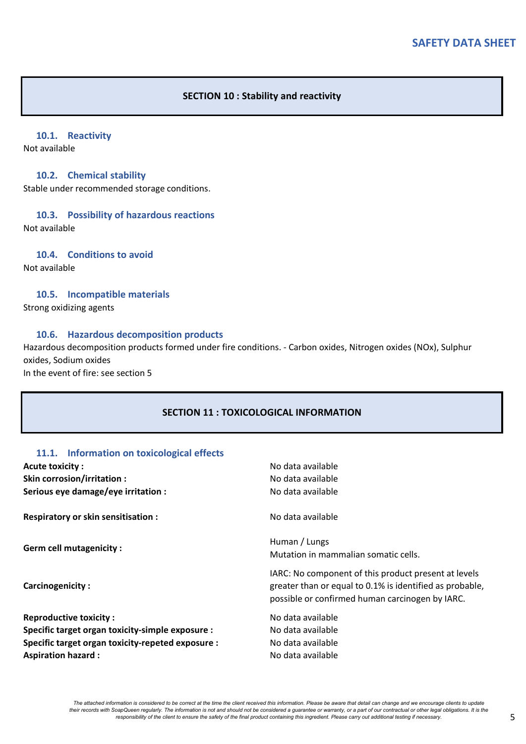## SECTION 10 : Stability and reactivity

### 10.1. Reactivity

Not available

### 10.2. Chemical stability

Stable under recommended storage conditions.

### 10.3. Possibility of hazardous reactions

Not available

### 10.4. Conditions to avoid

Not available

### 10.5. Incompatible materials

Strong oxidizing agents

### 10.6. Hazardous decomposition products

Hazardous decomposition products formed under fire conditions. - Carbon oxides, Nitrogen oxides (NOx), Sulphur oxides, Sodium oxides

In the event of fire: see section 5

## SECTION 11 : TOXICOLOGICAL INFORMATION

### 11.1. Information on toxicological effects

| | |
|---|---|
| **Acute toxicity :** | No data available |
| **Skin corrosion/irritation :** | No data available |
| **Serious eye damage/eye irritation :** | No data available |
| **Respiratory or skin sensitisation :** | No data available |
| **Germ cell mutagenicity :** | Human / Lungs<br>Mutation in mammalian somatic cells. |
| **Carcinogenicity :** | IARC: No component of this product present at levels greater than or equal to 0.1% is identified as probable, possible or confirmed human carcinogen by IARC. |
| **Reproductive toxicity :** | No data available |
| **Specific target organ toxicity-simple exposure :** | No data available |
| **Specific target organ toxicity-repeted exposure :** | No data available |
| **Aspiration hazard :** | No data available |

*The attached information is considered to be correct at the time the client received this information. Please be aware that detail can change and we encourage clients to update their records with SoapQueen regularly. The information is not and should not be considered a guarantee or warranty, or a part of our contractual or other legal obligations. It is the responsibility of the client to ensure the safety of the final product containing this ingredient. Please carry out additional testing if necessary.*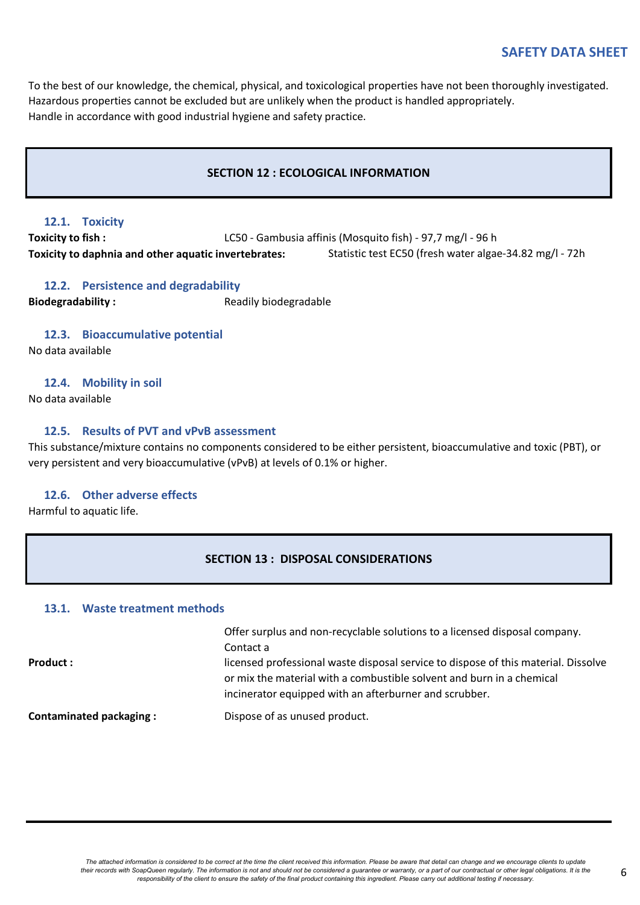To the best of our knowledge, the chemical, physical, and toxicological properties have not been thoroughly investigated. Hazardous properties cannot be excluded but are unlikely when the product is handled appropriately.
Handle in accordance with good industrial hygiene and safety practice.

## SECTION 12 : ECOLOGICAL INFORMATION

### 12.1. Toxicity

**Toxicity to fish :** LC50 - Gambusia affinis (Mosquito fish) - 97,7 mg/l - 96 h

**Toxicity to daphnia and other aquatic invertebrates:** Statistic test EC50 (fresh water algae-34.82 mg/l - 72h

### 12.2. Persistence and degradability

**Biodegradability :** Readily biodegradable

### 12.3. Bioaccumulative potential

No data available

### 12.4. Mobility in soil

No data available

### 12.5. Results of PVT and vPvB assessment

This substance/mixture contains no components considered to be either persistent, bioaccumulative and toxic (PBT), or very persistent and very bioaccumulative (vPvB) at levels of 0.1% or higher.

### 12.6. Other adverse effects

Harmful to aquatic life.

## SECTION 13 : DISPOSAL CONSIDERATIONS

### 13.1. Waste treatment methods

**Product :** Offer surplus and non-recyclable solutions to a licensed disposal company. Contact a licensed professional waste disposal service to dispose of this material. Dissolve or mix the material with a combustible solvent and burn in a chemical incinerator equipped with an afterburner and scrubber.

**Contaminated packaging :** Dispose of as unused product.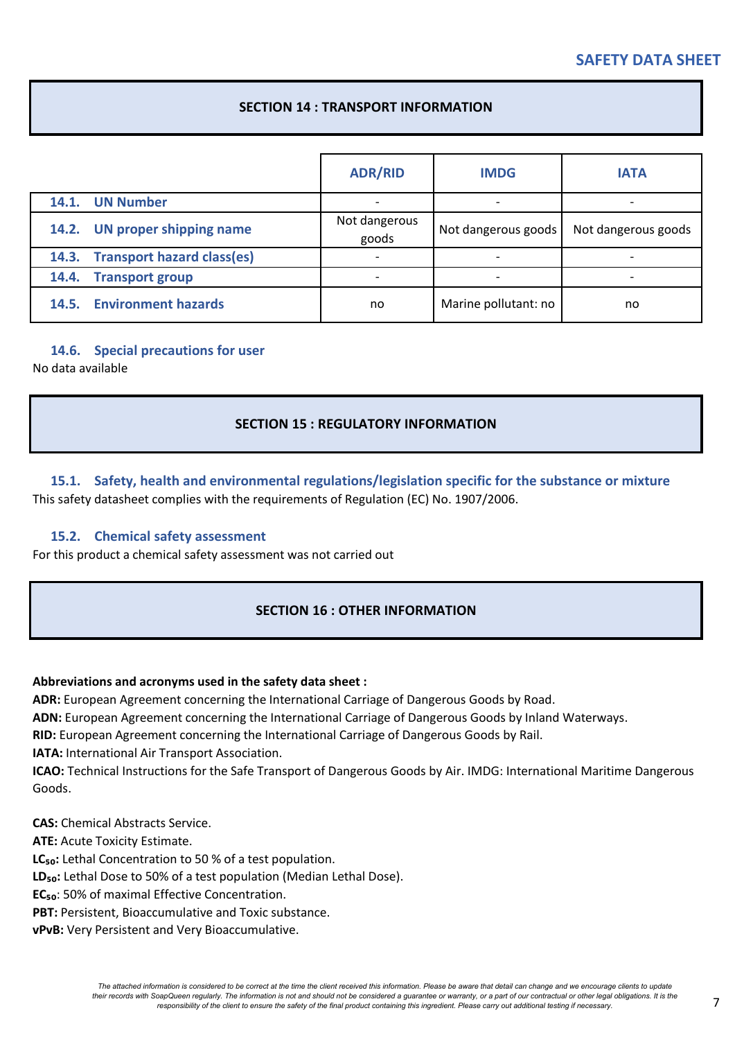## SECTION 14 : TRANSPORT INFORMATION

| | ADR/RID | IMDG | IATA |
|---|---|---|---|
| **14.1. UN Number** | - | - | - |
| **14.2. UN proper shipping name** | Not dangerous goods | Not dangerous goods | Not dangerous goods |
| **14.3. Transport hazard class(es)** | - | - | - |
| **14.4. Transport group** | - | - | - |
| **14.5. Environment hazards** | no | Marine pollutant: no | no |

### 14.6. Special precautions for user

No data available

## SECTION 15 : REGULATORY INFORMATION

### 15.1. Safety, health and environmental regulations/legislation specific for the substance or mixture

This safety datasheet complies with the requirements of Regulation (EC) No. 1907/2006.

### 15.2. Chemical safety assessment

For this product a chemical safety assessment was not carried out

## SECTION 16 : OTHER INFORMATION

**Abbreviations and acronyms used in the safety data sheet :**

**ADR:** European Agreement concerning the International Carriage of Dangerous Goods by Road.
**ADN:** European Agreement concerning the International Carriage of Dangerous Goods by Inland Waterways.
**RID:** European Agreement concerning the International Carriage of Dangerous Goods by Rail.
**IATA:** International Air Transport Association.
**ICAO:** Technical Instructions for the Safe Transport of Dangerous Goods by Air. IMDG: International Maritime Dangerous Goods.

**CAS:** Chemical Abstracts Service.
**ATE:** Acute Toxicity Estimate.
**$LC_{50}$:** Lethal Concentration to 50 % of a test population.
**$LD_{50}$:** Lethal Dose to 50% of a test population (Median Lethal Dose).
**$EC_{50}$**: 50% of maximal Effective Concentration.
**PBT:** Persistent, Bioaccumulative and Toxic substance.
**vPvB:** Very Persistent and Very Bioaccumulative.

*The attached information is considered to be correct at the time the client received this information. Please be aware that detail can change and we encourage clients to update their records with SoapQueen regularly. The information is not and should not be considered a guarantee or warranty, or a part of our contractual or other legal obligations. It is the responsibility of the client to ensure the safety of the final product containing this ingredient. Please carry out additional testing if necessary.*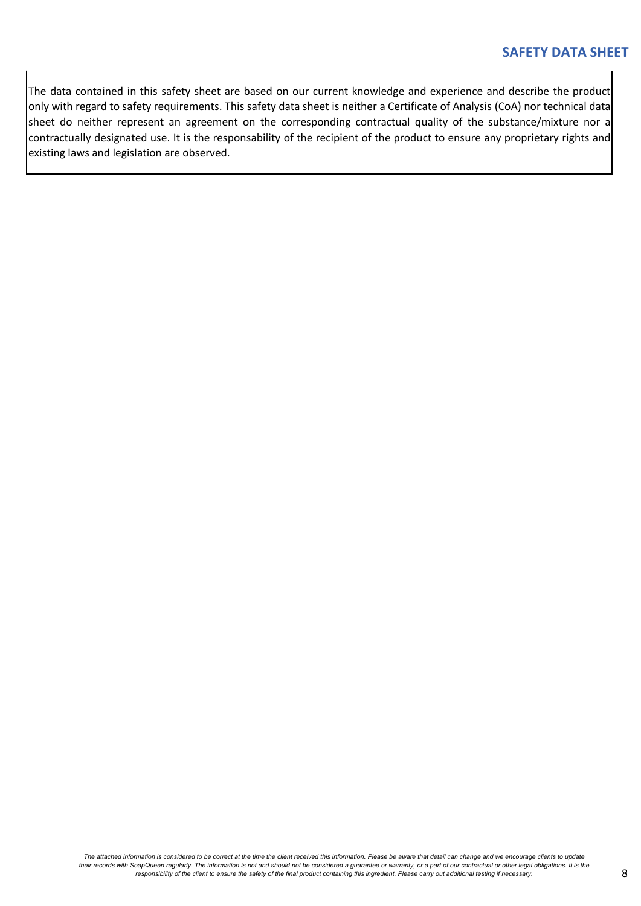The data contained in this safety sheet are based on our current knowledge and experience and describe the product only with regard to safety requirements. This safety data sheet is neither a Certificate of Analysis (CoA) nor technical data sheet do neither represent an agreement on the corresponding contractual quality of the substance/mixture nor a contractually designated use. It is the responsability of the recipient of the product to ensure any proprietary rights and existing laws and legislation are observed.